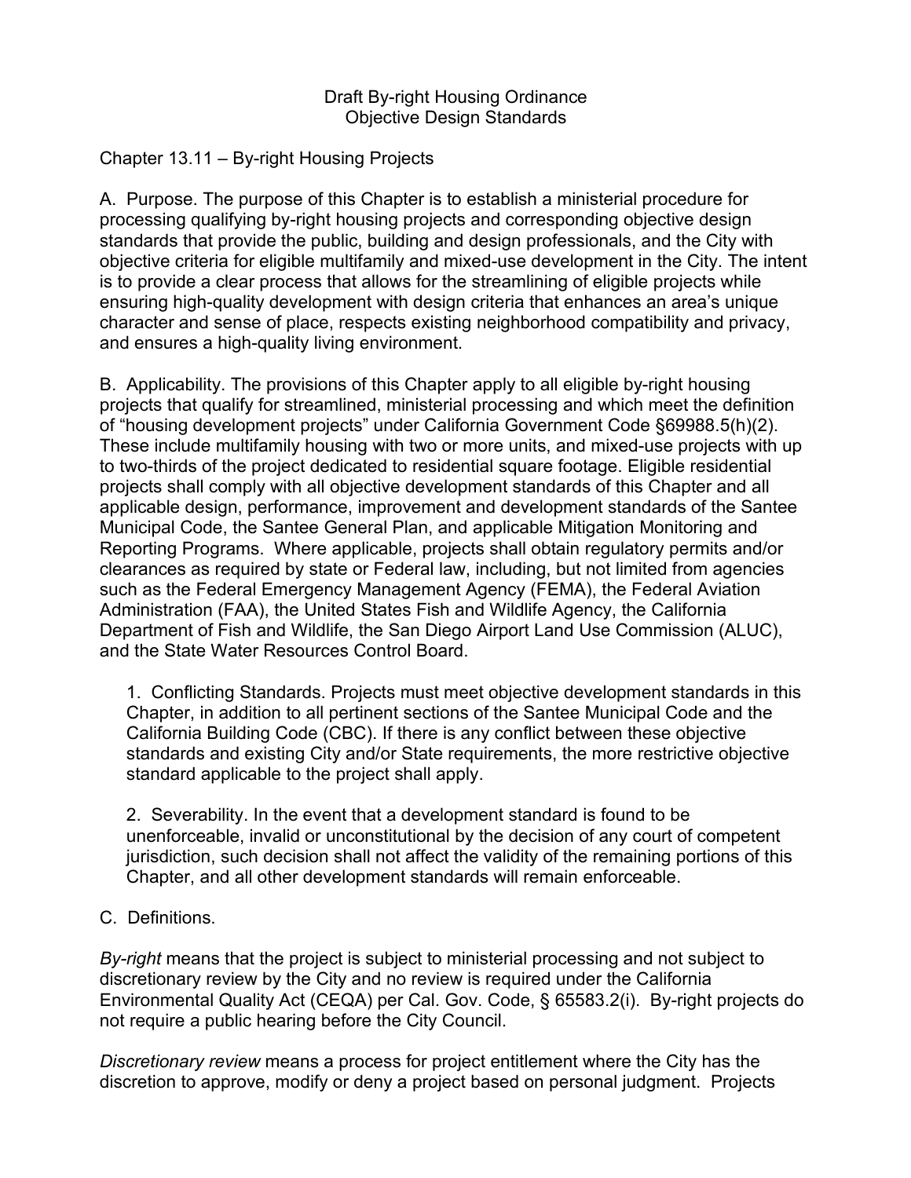# Draft By-right Housing Ordinance
## Objective Design Standards

## Chapter 13.11 – By-right Housing Projects

A. Purpose. The purpose of this Chapter is to establish a ministerial procedure for processing qualifying by-right housing projects and corresponding objective design standards that provide the public, building and design professionals, and the City with objective criteria for eligible multifamily and mixed-use development in the City. The intent is to provide a clear process that allows for the streamlining of eligible projects while ensuring high-quality development with design criteria that enhances an area's unique character and sense of place, respects existing neighborhood compatibility and privacy, and ensures a high-quality living environment.

B. Applicability. The provisions of this Chapter apply to all eligible by-right housing projects that qualify for streamlined, ministerial processing and which meet the definition of "housing development projects" under California Government Code §69988.5(h)(2). These include multifamily housing with two or more units, and mixed-use projects with up to two-thirds of the project dedicated to residential square footage. Eligible residential projects shall comply with all objective development standards of this Chapter and all applicable design, performance, improvement and development standards of the Santee Municipal Code, the Santee General Plan, and applicable Mitigation Monitoring and Reporting Programs. Where applicable, projects shall obtain regulatory permits and/or clearances as required by state or Federal law, including, but not limited from agencies such as the Federal Emergency Management Agency (FEMA), the Federal Aviation Administration (FAA), the United States Fish and Wildlife Agency, the California Department of Fish and Wildlife, the San Diego Airport Land Use Commission (ALUC), and the State Water Resources Control Board.

1. Conflicting Standards. Projects must meet objective development standards in this Chapter, in addition to all pertinent sections of the Santee Municipal Code and the California Building Code (CBC). If there is any conflict between these objective standards and existing City and/or State requirements, the more restrictive objective standard applicable to the project shall apply.

2. Severability. In the event that a development standard is found to be unenforceable, invalid or unconstitutional by the decision of any court of competent jurisdiction, such decision shall not affect the validity of the remaining portions of this Chapter, and all other development standards will remain enforceable.

C. Definitions.

*By-right* means that the project is subject to ministerial processing and not subject to discretionary review by the City and no review is required under the California Environmental Quality Act (CEQA) per Cal. Gov. Code, § 65583.2(i). By-right projects do not require a public hearing before the City Council.

*Discretionary review* means a process for project entitlement where the City has the discretion to approve, modify or deny a project based on personal judgment. Projects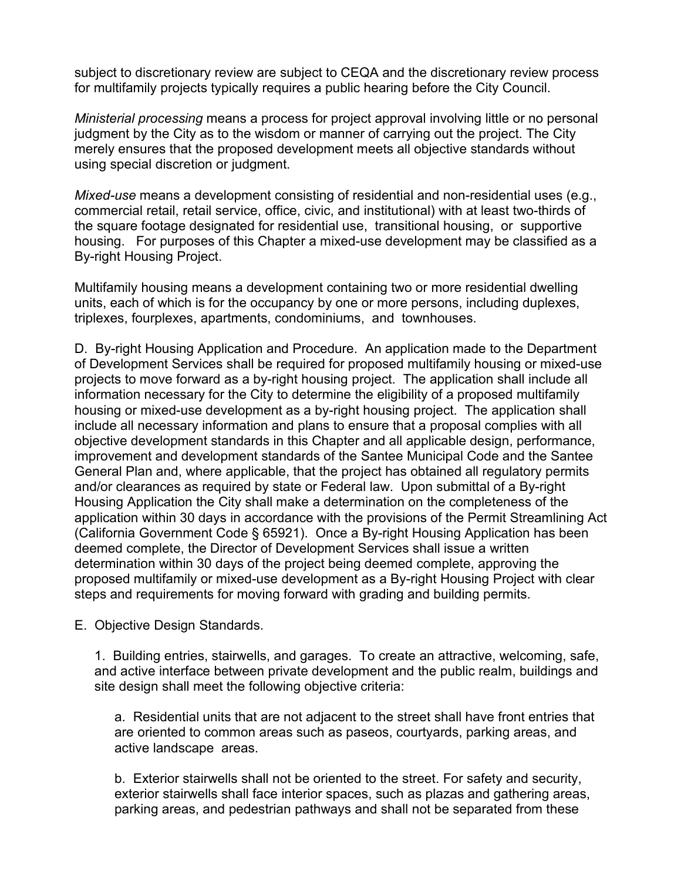subject to discretionary review are subject to CEQA and the discretionary review process for multifamily projects typically requires a public hearing before the City Council.

*Ministerial processing* means a process for project approval involving little or no personal judgment by the City as to the wisdom or manner of carrying out the project. The City merely ensures that the proposed development meets all objective standards without using special discretion or judgment.

*Mixed-use* means a development consisting of residential and non-residential uses (e.g., commercial retail, retail service, office, civic, and institutional) with at least two-thirds of the square footage designated for residential use, transitional housing, or supportive housing. For purposes of this Chapter a mixed-use development may be classified as a By-right Housing Project.

Multifamily housing means a development containing two or more residential dwelling units, each of which is for the occupancy by one or more persons, including duplexes, triplexes, fourplexes, apartments, condominiums, and townhouses.

D. By-right Housing Application and Procedure. An application made to the Department of Development Services shall be required for proposed multifamily housing or mixed-use projects to move forward as a by-right housing project. The application shall include all information necessary for the City to determine the eligibility of a proposed multifamily housing or mixed-use development as a by-right housing project. The application shall include all necessary information and plans to ensure that a proposal complies with all objective development standards in this Chapter and all applicable design, performance, improvement and development standards of the Santee Municipal Code and the Santee General Plan and, where applicable, that the project has obtained all regulatory permits and/or clearances as required by state or Federal law. Upon submittal of a By-right Housing Application the City shall make a determination on the completeness of the application within 30 days in accordance with the provisions of the Permit Streamlining Act (California Government Code § 65921). Once a By-right Housing Application has been deemed complete, the Director of Development Services shall issue a written determination within 30 days of the project being deemed complete, approving the proposed multifamily or mixed-use development as a By-right Housing Project with clear steps and requirements for moving forward with grading and building permits.

E. Objective Design Standards.

1. Building entries, stairwells, and garages. To create an attractive, welcoming, safe, and active interface between private development and the public realm, buildings and site design shall meet the following objective criteria:

a. Residential units that are not adjacent to the street shall have front entries that are oriented to common areas such as paseos, courtyards, parking areas, and active landscape areas.

b. Exterior stairwells shall not be oriented to the street. For safety and security, exterior stairwells shall face interior spaces, such as plazas and gathering areas, parking areas, and pedestrian pathways and shall not be separated from these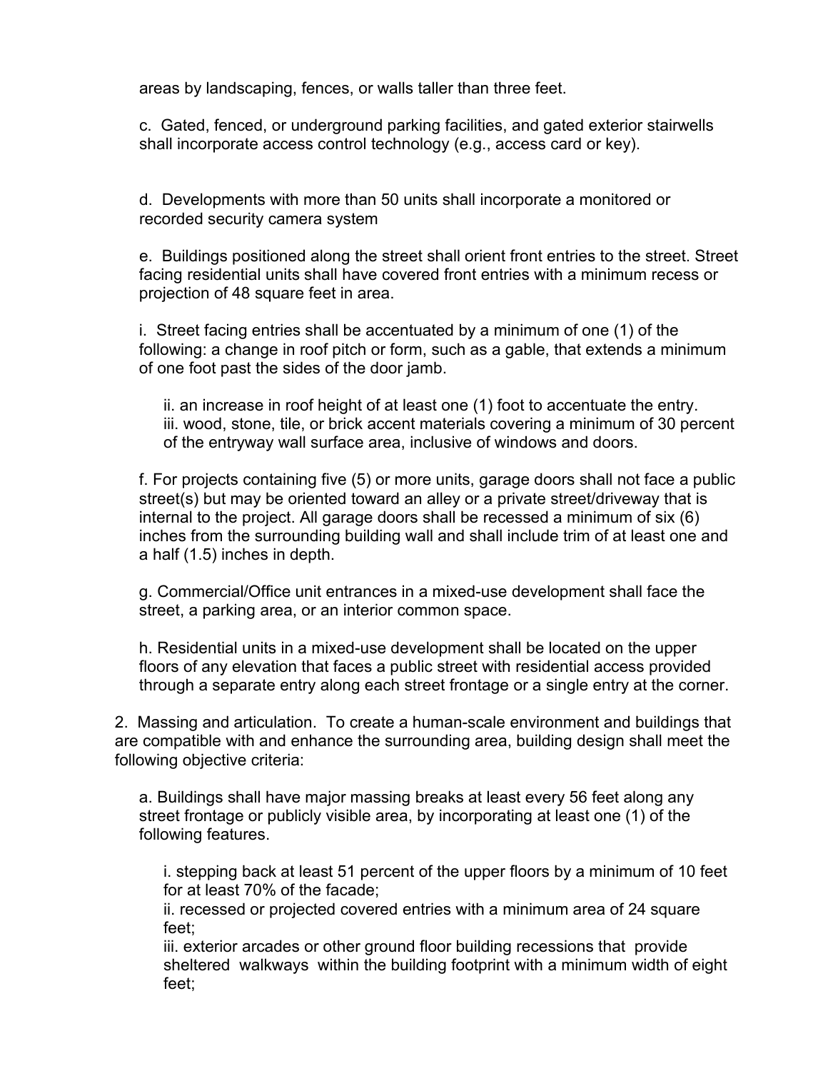areas by landscaping, fences, or walls taller than three feet.

c. Gated, fenced, or underground parking facilities, and gated exterior stairwells shall incorporate access control technology (e.g., access card or key).

d. Developments with more than 50 units shall incorporate a monitored or recorded security camera system

e. Buildings positioned along the street shall orient front entries to the street. Street facing residential units shall have covered front entries with a minimum recess or projection of 48 square feet in area.

i. Street facing entries shall be accentuated by a minimum of one (1) of the following: a change in roof pitch or form, such as a gable, that extends a minimum of one foot past the sides of the door jamb.

ii. an increase in roof height of at least one (1) foot to accentuate the entry.
iii. wood, stone, tile, or brick accent materials covering a minimum of 30 percent of the entryway wall surface area, inclusive of windows and doors.

f. For projects containing five (5) or more units, garage doors shall not face a public street(s) but may be oriented toward an alley or a private street/driveway that is internal to the project. All garage doors shall be recessed a minimum of six (6) inches from the surrounding building wall and shall include trim of at least one and a half (1.5) inches in depth.

g. Commercial/Office unit entrances in a mixed-use development shall face the street, a parking area, or an interior common space.

h. Residential units in a mixed-use development shall be located on the upper floors of any elevation that faces a public street with residential access provided through a separate entry along each street frontage or a single entry at the corner.

2. Massing and articulation. To create a human-scale environment and buildings that are compatible with and enhance the surrounding area, building design shall meet the following objective criteria:

a. Buildings shall have major massing breaks at least every 56 feet along any street frontage or publicly visible area, by incorporating at least one (1) of the following features.

i. stepping back at least 51 percent of the upper floors by a minimum of 10 feet for at least 70% of the facade;
ii. recessed or projected covered entries with a minimum area of 24 square feet;
iii. exterior arcades or other ground floor building recessions that provide sheltered walkways within the building footprint with a minimum width of eight feet;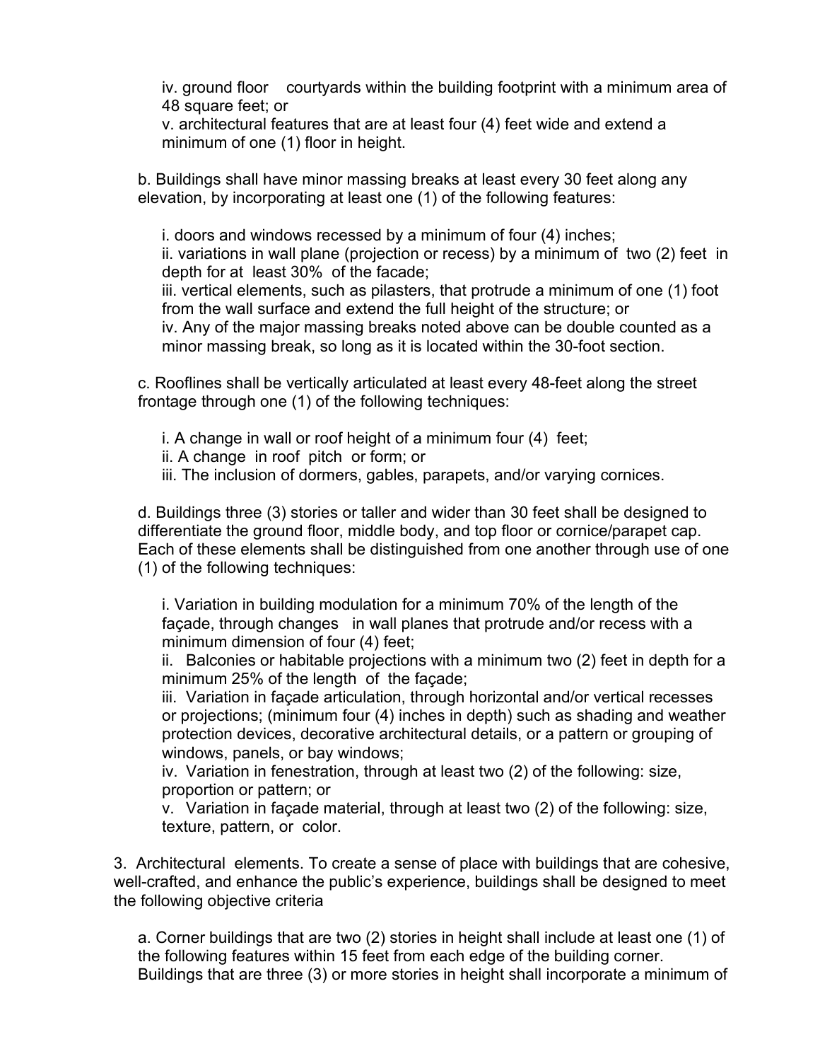iv. ground floor courtyards within the building footprint with a minimum area of 48 square feet; or

v. architectural features that are at least four (4) feet wide and extend a minimum of one (1) floor in height.

b. Buildings shall have minor massing breaks at least every 30 feet along any elevation, by incorporating at least one (1) of the following features:

i. doors and windows recessed by a minimum of four (4) inches;

ii. variations in wall plane (projection or recess) by a minimum of two (2) feet in depth for at least 30% of the facade;

iii. vertical elements, such as pilasters, that protrude a minimum of one (1) foot from the wall surface and extend the full height of the structure; or

iv. Any of the major massing breaks noted above can be double counted as a minor massing break, so long as it is located within the 30-foot section.

c. Rooflines shall be vertically articulated at least every 48-feet along the street frontage through one (1) of the following techniques:

i. A change in wall or roof height of a minimum four (4) feet;

ii. A change in roof pitch or form; or

iii. The inclusion of dormers, gables, parapets, and/or varying cornices.

d. Buildings three (3) stories or taller and wider than 30 feet shall be designed to differentiate the ground floor, middle body, and top floor or cornice/parapet cap. Each of these elements shall be distinguished from one another through use of one (1) of the following techniques:

i. Variation in building modulation for a minimum 70% of the length of the façade, through changes in wall planes that protrude and/or recess with a minimum dimension of four (4) feet;

ii. Balconies or habitable projections with a minimum two (2) feet in depth for a minimum 25% of the length of the façade;

iii. Variation in façade articulation, through horizontal and/or vertical recesses or projections; (minimum four (4) inches in depth) such as shading and weather protection devices, decorative architectural details, or a pattern or grouping of windows, panels, or bay windows;

iv. Variation in fenestration, through at least two (2) of the following: size, proportion or pattern; or

v. Variation in façade material, through at least two (2) of the following: size, texture, pattern, or color.

3. Architectural elements. To create a sense of place with buildings that are cohesive, well-crafted, and enhance the public's experience, buildings shall be designed to meet the following objective criteria

a. Corner buildings that are two (2) stories in height shall include at least one (1) of the following features within 15 feet from each edge of the building corner. Buildings that are three (3) or more stories in height shall incorporate a minimum of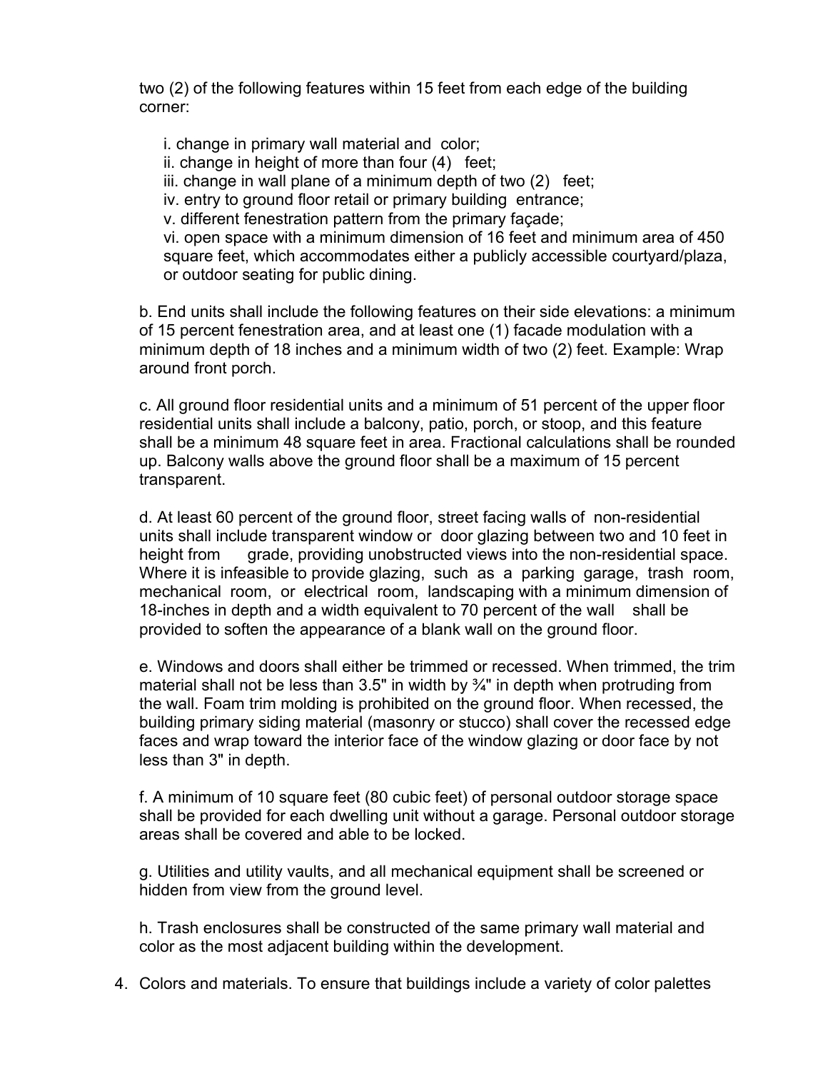two (2) of the following features within 15 feet from each edge of the building corner:

i. change in primary wall material and color;
ii. change in height of more than four (4) feet;
iii. change in wall plane of a minimum depth of two (2) feet;
iv. entry to ground floor retail or primary building entrance;
v. different fenestration pattern from the primary façade;
vi. open space with a minimum dimension of 16 feet and minimum area of 450 square feet, which accommodates either a publicly accessible courtyard/plaza, or outdoor seating for public dining.

b. End units shall include the following features on their side elevations: a minimum of 15 percent fenestration area, and at least one (1) facade modulation with a minimum depth of 18 inches and a minimum width of two (2) feet. Example: Wrap around front porch.

c. All ground floor residential units and a minimum of 51 percent of the upper floor residential units shall include a balcony, patio, porch, or stoop, and this feature shall be a minimum 48 square feet in area. Fractional calculations shall be rounded up. Balcony walls above the ground floor shall be a maximum of 15 percent transparent.

d. At least 60 percent of the ground floor, street facing walls of non-residential units shall include transparent window or door glazing between two and 10 feet in height from grade, providing unobstructed views into the non-residential space. Where it is infeasible to provide glazing, such as a parking garage, trash room, mechanical room, or electrical room, landscaping with a minimum dimension of 18-inches in depth and a width equivalent to 70 percent of the wall shall be provided to soften the appearance of a blank wall on the ground floor.

e. Windows and doors shall either be trimmed or recessed. When trimmed, the trim material shall not be less than 3.5" in width by ¾" in depth when protruding from the wall. Foam trim molding is prohibited on the ground floor. When recessed, the building primary siding material (masonry or stucco) shall cover the recessed edge faces and wrap toward the interior face of the window glazing or door face by not less than 3" in depth.

f. A minimum of 10 square feet (80 cubic feet) of personal outdoor storage space shall be provided for each dwelling unit without a garage. Personal outdoor storage areas shall be covered and able to be locked.

g. Utilities and utility vaults, and all mechanical equipment shall be screened or hidden from view from the ground level.

h. Trash enclosures shall be constructed of the same primary wall material and color as the most adjacent building within the development.

4. Colors and materials. To ensure that buildings include a variety of color palettes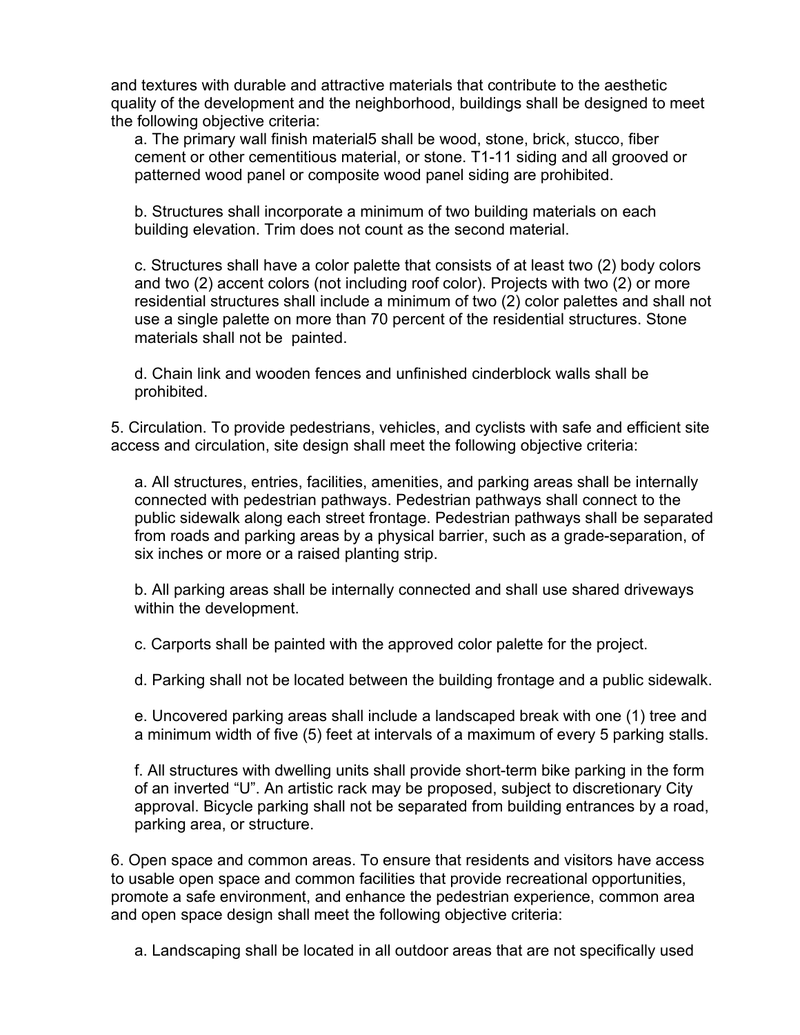and textures with durable and attractive materials that contribute to the aesthetic quality of the development and the neighborhood, buildings shall be designed to meet the following objective criteria:

a. The primary wall finish material[5] shall be wood, stone, brick, stucco, fiber cement or other cementitious material, or stone. T1-11 siding and all grooved or patterned wood panel or composite wood panel siding are prohibited.

b. Structures shall incorporate a minimum of two building materials on each building elevation. Trim does not count as the second material.

c. Structures shall have a color palette that consists of at least two (2) body colors and two (2) accent colors (not including roof color). Projects with two (2) or more residential structures shall include a minimum of two (2) color palettes and shall not use a single palette on more than 70 percent of the residential structures. Stone materials shall not be painted.

d. Chain link and wooden fences and unfinished cinderblock walls shall be prohibited.

5. Circulation. To provide pedestrians, vehicles, and cyclists with safe and efficient site access and circulation, site design shall meet the following objective criteria:

a. All structures, entries, facilities, amenities, and parking areas shall be internally connected with pedestrian pathways. Pedestrian pathways shall connect to the public sidewalk along each street frontage. Pedestrian pathways shall be separated from roads and parking areas by a physical barrier, such as a grade-separation, of six inches or more or a raised planting strip.

b. All parking areas shall be internally connected and shall use shared driveways within the development.

c. Carports shall be painted with the approved color palette for the project.

d. Parking shall not be located between the building frontage and a public sidewalk.

e. Uncovered parking areas shall include a landscaped break with one (1) tree and a minimum width of five (5) feet at intervals of a maximum of every 5 parking stalls.

f. All structures with dwelling units shall provide short-term bike parking in the form of an inverted "U". An artistic rack may be proposed, subject to discretionary City approval. Bicycle parking shall not be separated from building entrances by a road, parking area, or structure.

6. Open space and common areas. To ensure that residents and visitors have access to usable open space and common facilities that provide recreational opportunities, promote a safe environment, and enhance the pedestrian experience, common area and open space design shall meet the following objective criteria:

a. Landscaping shall be located in all outdoor areas that are not specifically used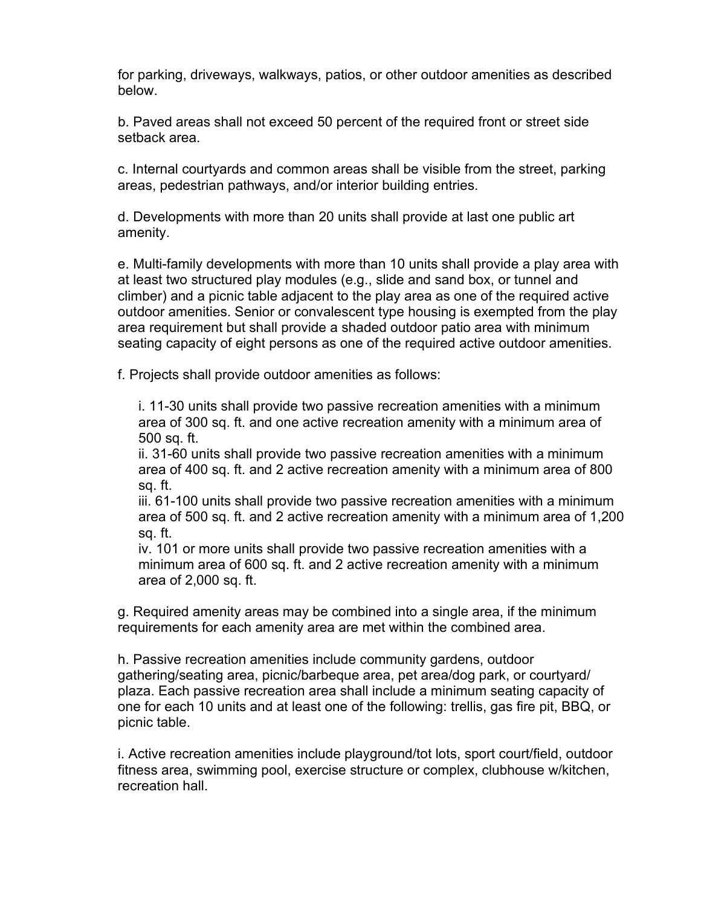for parking, driveways, walkways, patios, or other outdoor amenities as described below.

b. Paved areas shall not exceed 50 percent of the required front or street side setback area.

c. Internal courtyards and common areas shall be visible from the street, parking areas, pedestrian pathways, and/or interior building entries.

d. Developments with more than 20 units shall provide at last one public art amenity.

e. Multi-family developments with more than 10 units shall provide a play area with at least two structured play modules (e.g., slide and sand box, or tunnel and climber) and a picnic table adjacent to the play area as one of the required active outdoor amenities. Senior or convalescent type housing is exempted from the play area requirement but shall provide a shaded outdoor patio area with minimum seating capacity of eight persons as one of the required active outdoor amenities.

f. Projects shall provide outdoor amenities as follows:

> i. 11-30 units shall provide two passive recreation amenities with a minimum area of 300 sq. ft. and one active recreation amenity with a minimum area of 500 sq. ft.
> ii. 31-60 units shall provide two passive recreation amenities with a minimum area of 400 sq. ft. and 2 active recreation amenity with a minimum area of 800 sq. ft.
> iii. 61-100 units shall provide two passive recreation amenities with a minimum area of 500 sq. ft. and 2 active recreation amenity with a minimum area of 1,200 sq. ft.
> iv. 101 or more units shall provide two passive recreation amenities with a minimum area of 600 sq. ft. and 2 active recreation amenity with a minimum area of 2,000 sq. ft.

g. Required amenity areas may be combined into a single area, if the minimum requirements for each amenity area are met within the combined area.

h. Passive recreation amenities include community gardens, outdoor gathering/seating area, picnic/barbeque area, pet area/dog park, or courtyard/ plaza. Each passive recreation area shall include a minimum seating capacity of one for each 10 units and at least one of the following: trellis, gas fire pit, BBQ, or picnic table.

i. Active recreation amenities include playground/tot lots, sport court/field, outdoor fitness area, swimming pool, exercise structure or complex, clubhouse w/kitchen, recreation hall.